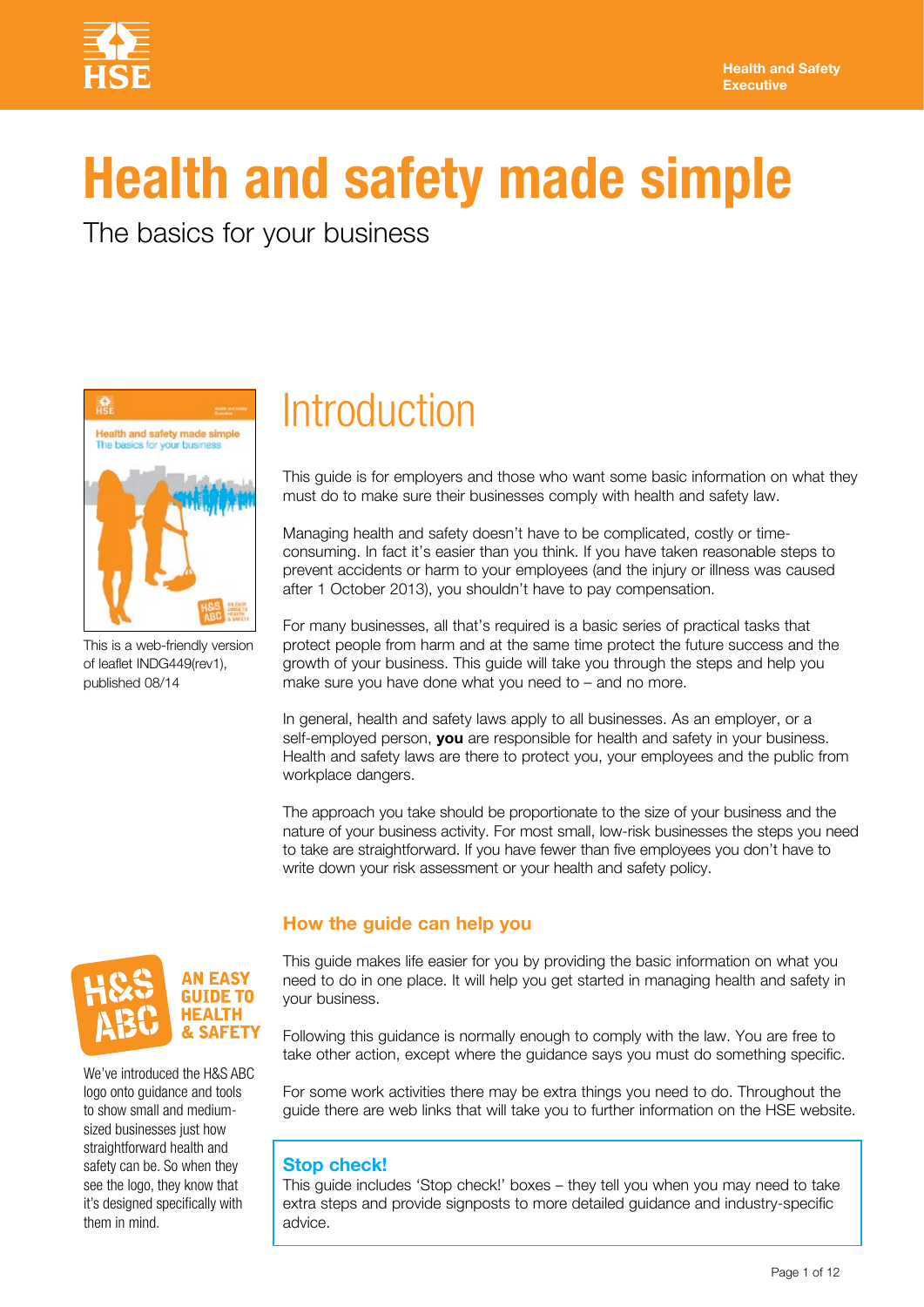Health and Safety Executive

# Health and safety made simple

The basics for your business

This is a web-friendly version of leaflet INDG449(rev1), published 08/14

## Introduction

This guide is for employers and those who want some basic information on what they must do to make sure their businesses comply with health and safety law.

Managing health and safety doesn't have to be complicated, costly or time-consuming. In fact it's easier than you think. If you have taken reasonable steps to prevent accidents or harm to your employees (and the injury or illness was caused after 1 October 2013), you shouldn't have to pay compensation.

For many businesses, all that's required is a basic series of practical tasks that protect people from harm and at the same time protect the future success and the growth of your business. This guide will take you through the steps and help you make sure you have done what you need to – and no more.

In general, health and safety laws apply to all businesses. As an employer, or a self-employed person, **you** are responsible for health and safety in your business. Health and safety laws are there to protect you, your employees and the public from workplace dangers.

The approach you take should be proportionate to the size of your business and the nature of your business activity. For most small, low-risk businesses the steps you need to take are straightforward. If you have fewer than five employees you don't have to write down your risk assessment or your health and safety policy.

### How the guide can help you

This guide makes life easier for you by providing the basic information on what you need to do in one place. It will help you get started in managing health and safety in your business.

Following this guidance is normally enough to comply with the law. You are free to take other action, except where the guidance says you must do something specific.

For some work activities there may be extra things you need to do. Throughout the guide there are web links that will take you to further information on the HSE website.

**Stop check!**
This guide includes 'Stop check!' boxes – they tell you when you may need to take extra steps and provide signposts to more detailed guidance and industry-specific advice.

H&S ABC – AN EASY GUIDE TO HEALTH & SAFETY

We've introduced the H&S ABC logo onto guidance and tools to show small and medium-sized businesses just how straightforward health and safety can be. So when they see the logo, they know that it's designed specifically with them in mind.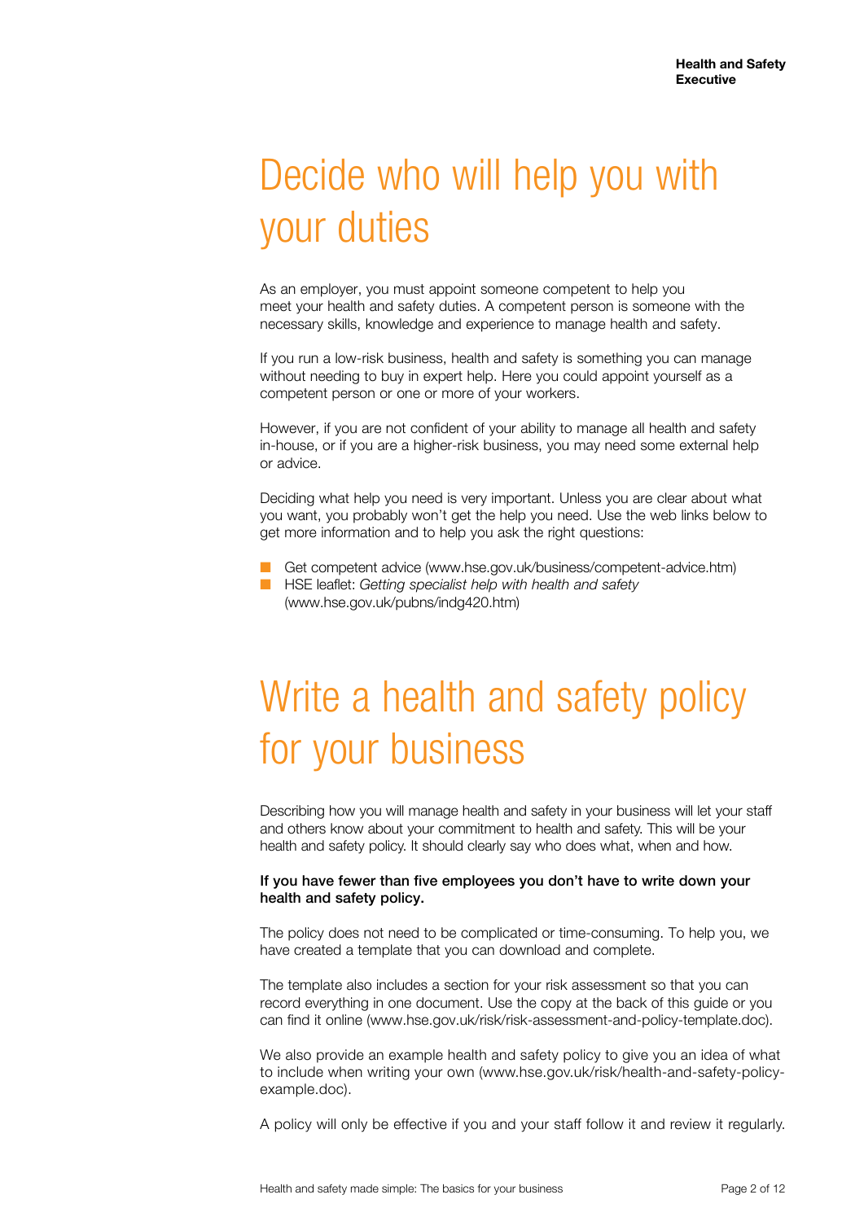# Decide who will help you with your duties

As an employer, you must appoint someone competent to help you meet your health and safety duties. A competent person is someone with the necessary skills, knowledge and experience to manage health and safety.

If you run a low-risk business, health and safety is something you can manage without needing to buy in expert help. Here you could appoint yourself as a competent person or one or more of your workers.

However, if you are not confident of your ability to manage all health and safety in-house, or if you are a higher-risk business, you may need some external help or advice.

Deciding what help you need is very important. Unless you are clear about what you want, you probably won't get the help you need. Use the web links below to get more information and to help you ask the right questions:

- Get competent advice (www.hse.gov.uk/business/competent-advice.htm)
- HSE leaflet: *Getting specialist help with health and safety* (www.hse.gov.uk/pubns/indg420.htm)

# Write a health and safety policy for your business

Describing how you will manage health and safety in your business will let your staff and others know about your commitment to health and safety. This will be your health and safety policy. It should clearly say who does what, when and how.

**If you have fewer than five employees you don't have to write down your health and safety policy.**

The policy does not need to be complicated or time-consuming. To help you, we have created a template that you can download and complete.

The template also includes a section for your risk assessment so that you can record everything in one document. Use the copy at the back of this guide or you can find it online (www.hse.gov.uk/risk/risk-assessment-and-policy-template.doc).

We also provide an example health and safety policy to give you an idea of what to include when writing your own (www.hse.gov.uk/risk/health-and-safety-policy-example.doc).

A policy will only be effective if you and your staff follow it and review it regularly.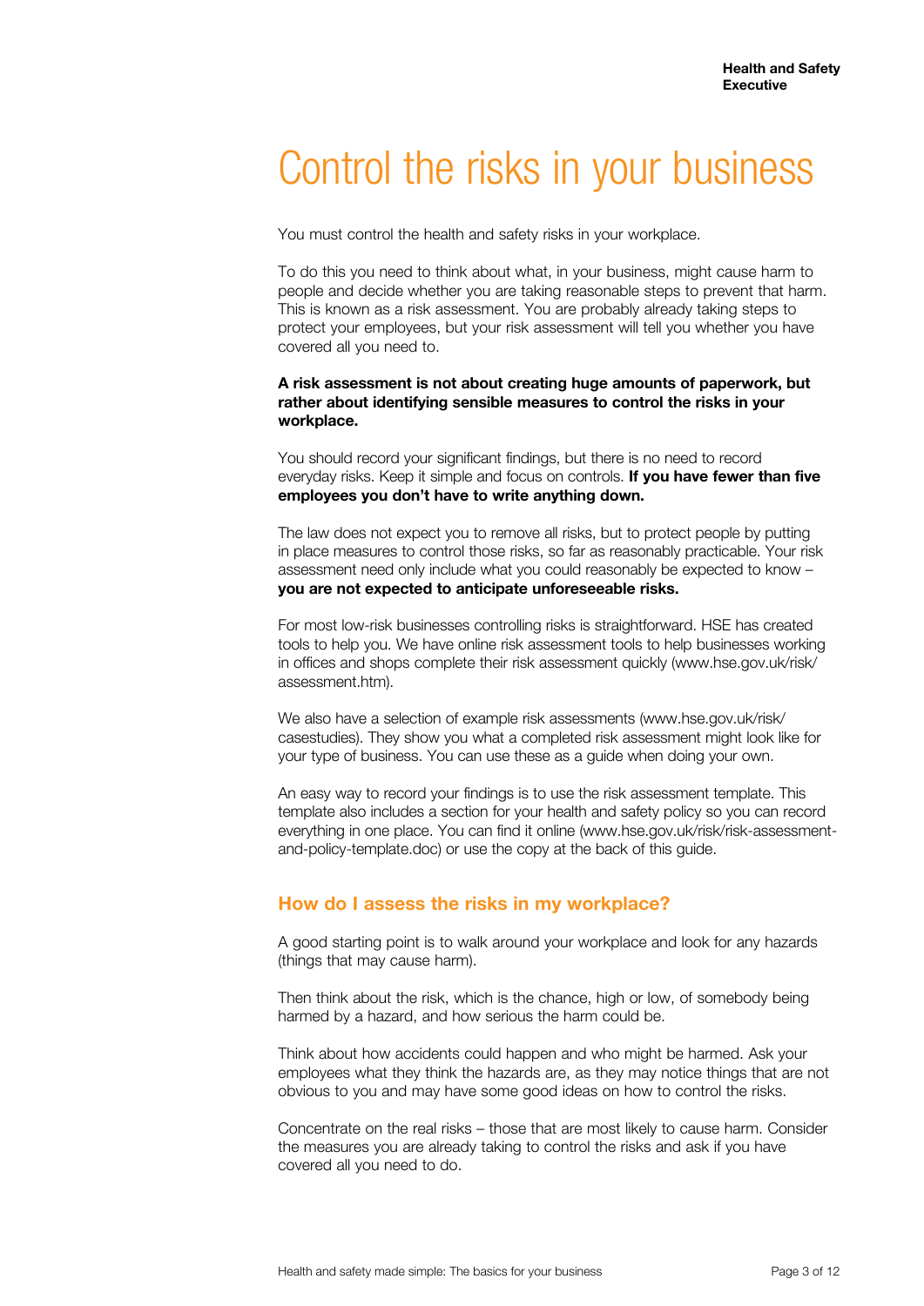# Control the risks in your business

You must control the health and safety risks in your workplace.

To do this you need to think about what, in your business, might cause harm to people and decide whether you are taking reasonable steps to prevent that harm. This is known as a risk assessment. You are probably already taking steps to protect your employees, but your risk assessment will tell you whether you have covered all you need to.

**A risk assessment is not about creating huge amounts of paperwork, but rather about identifying sensible measures to control the risks in your workplace.**

You should record your significant findings, but there is no need to record everyday risks. Keep it simple and focus on controls. **If you have fewer than five employees you don't have to write anything down.**

The law does not expect you to remove all risks, but to protect people by putting in place measures to control those risks, so far as reasonably practicable. Your risk assessment need only include what you could reasonably be expected to know – **you are not expected to anticipate unforeseeable risks.**

For most low-risk businesses controlling risks is straightforward. HSE has created tools to help you. We have online risk assessment tools to help businesses working in offices and shops complete their risk assessment quickly (www.hse.gov.uk/risk/assessment.htm).

We also have a selection of example risk assessments (www.hse.gov.uk/risk/casestudies). They show you what a completed risk assessment might look like for your type of business. You can use these as a guide when doing your own.

An easy way to record your findings is to use the risk assessment template. This template also includes a section for your health and safety policy so you can record everything in one place. You can find it online (www.hse.gov.uk/risk/risk-assessment-and-policy-template.doc) or use the copy at the back of this guide.

## How do I assess the risks in my workplace?

A good starting point is to walk around your workplace and look for any hazards (things that may cause harm).

Then think about the risk, which is the chance, high or low, of somebody being harmed by a hazard, and how serious the harm could be.

Think about how accidents could happen and who might be harmed. Ask your employees what they think the hazards are, as they may notice things that are not obvious to you and may have some good ideas on how to control the risks.

Concentrate on the real risks – those that are most likely to cause harm. Consider the measures you are already taking to control the risks and ask if you have covered all you need to do.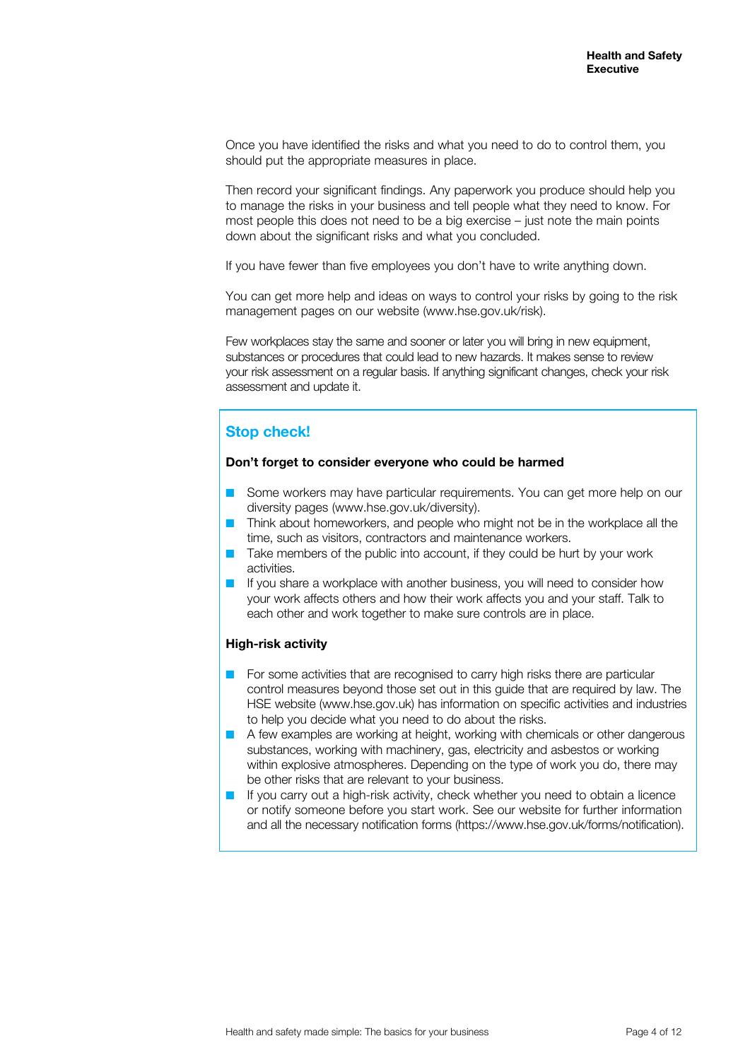Once you have identified the risks and what you need to do to control them, you should put the appropriate measures in place.

Then record your significant findings. Any paperwork you produce should help you to manage the risks in your business and tell people what they need to know. For most people this does not need to be a big exercise – just note the main points down about the significant risks and what you concluded.

If you have fewer than five employees you don't have to write anything down.

You can get more help and ideas on ways to control your risks by going to the risk management pages on our website (www.hse.gov.uk/risk).

Few workplaces stay the same and sooner or later you will bring in new equipment, substances or procedures that could lead to new hazards. It makes sense to review your risk assessment on a regular basis. If anything significant changes, check your risk assessment and update it.

## Stop check!

**Don't forget to consider everyone who could be harmed**

- Some workers may have particular requirements. You can get more help on our diversity pages (www.hse.gov.uk/diversity).
- Think about homeworkers, and people who might not be in the workplace all the time, such as visitors, contractors and maintenance workers.
- Take members of the public into account, if they could be hurt by your work activities.
- If you share a workplace with another business, you will need to consider how your work affects others and how their work affects you and your staff. Talk to each other and work together to make sure controls are in place.

**High-risk activity**

- For some activities that are recognised to carry high risks there are particular control measures beyond those set out in this guide that are required by law. The HSE website (www.hse.gov.uk) has information on specific activities and industries to help you decide what you need to do about the risks.
- A few examples are working at height, working with chemicals or other dangerous substances, working with machinery, gas, electricity and asbestos or working within explosive atmospheres. Depending on the type of work you do, there may be other risks that are relevant to your business.
- If you carry out a high-risk activity, check whether you need to obtain a licence or notify someone before you start work. See our website for further information and all the necessary notification forms (https://www.hse.gov.uk/forms/notification).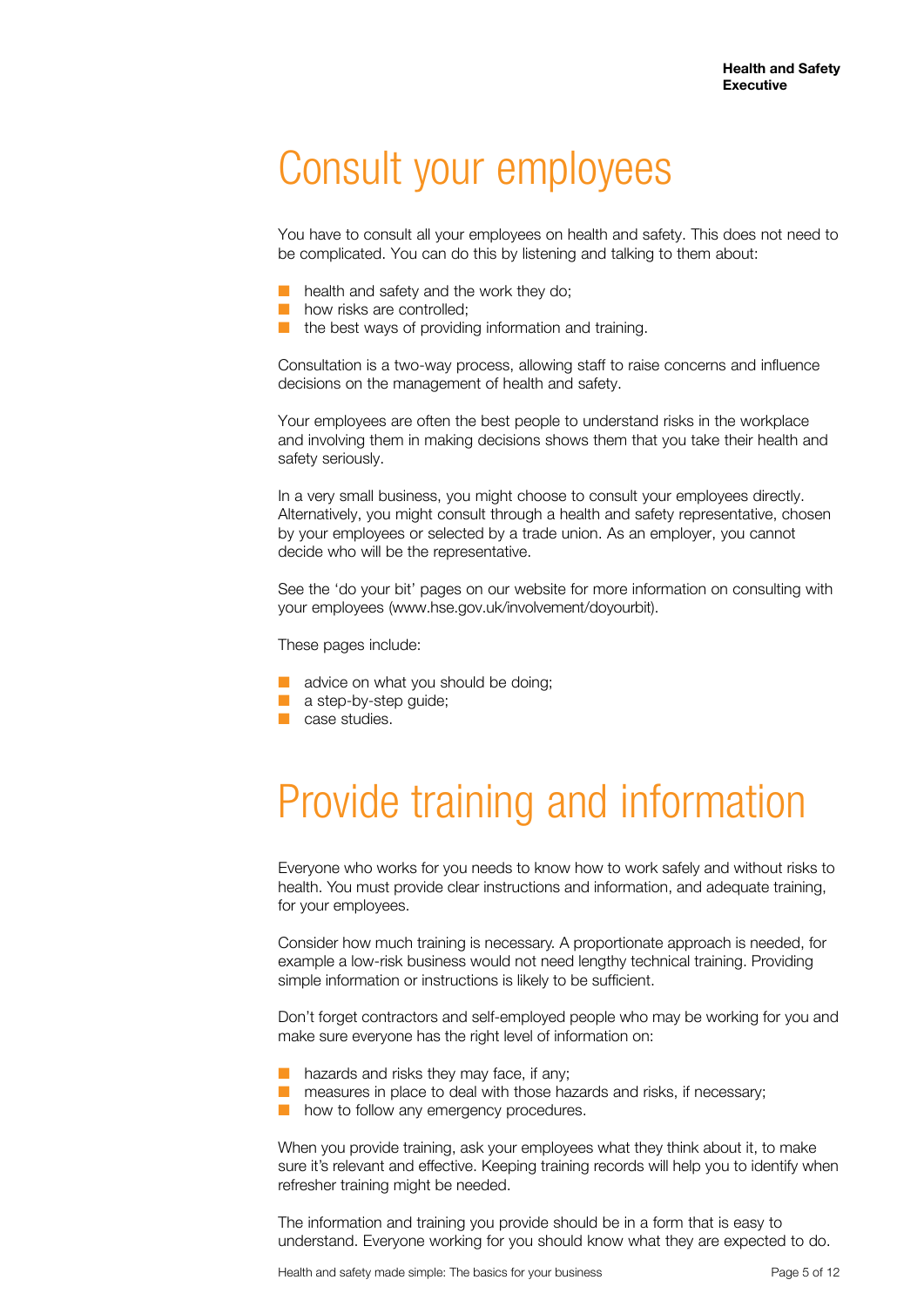# Consult your employees

You have to consult all your employees on health and safety. This does not need to be complicated. You can do this by listening and talking to them about:

- health and safety and the work they do;
- how risks are controlled;
- the best ways of providing information and training.

Consultation is a two-way process, allowing staff to raise concerns and influence decisions on the management of health and safety.

Your employees are often the best people to understand risks in the workplace and involving them in making decisions shows them that you take their health and safety seriously.

In a very small business, you might choose to consult your employees directly. Alternatively, you might consult through a health and safety representative, chosen by your employees or selected by a trade union. As an employer, you cannot decide who will be the representative.

See the 'do your bit' pages on our website for more information on consulting with your employees (www.hse.gov.uk/involvement/doyourbit).

These pages include:

- advice on what you should be doing;
- a step-by-step guide;
- case studies.

# Provide training and information

Everyone who works for you needs to know how to work safely and without risks to health. You must provide clear instructions and information, and adequate training, for your employees.

Consider how much training is necessary. A proportionate approach is needed, for example a low-risk business would not need lengthy technical training. Providing simple information or instructions is likely to be sufficient.

Don't forget contractors and self-employed people who may be working for you and make sure everyone has the right level of information on:

- hazards and risks they may face, if any;
- measures in place to deal with those hazards and risks, if necessary;
- how to follow any emergency procedures.

When you provide training, ask your employees what they think about it, to make sure it's relevant and effective. Keeping training records will help you to identify when refresher training might be needed.

The information and training you provide should be in a form that is easy to understand. Everyone working for you should know what they are expected to do.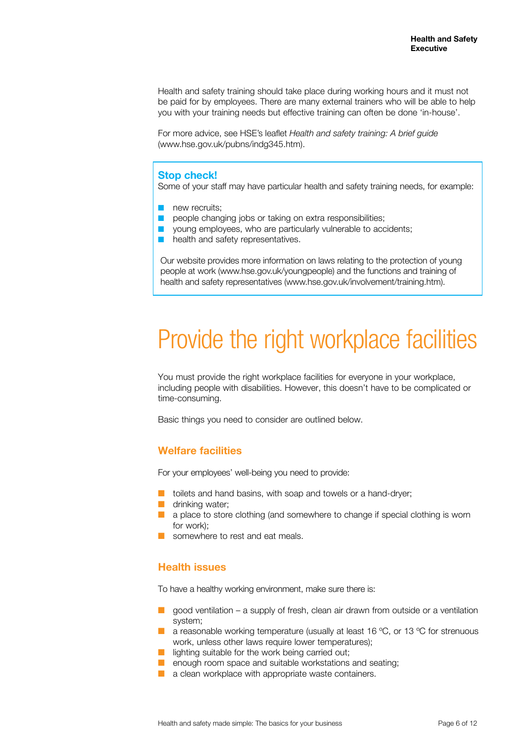Health and safety training should take place during working hours and it must not be paid for by employees. There are many external trainers who will be able to help you with your training needs but effective training can often be done 'in-house'.

For more advice, see HSE's leaflet *Health and safety training: A brief guide* (www.hse.gov.uk/pubns/indg345.htm).

> **Stop check!**
> Some of your staff may have particular health and safety training needs, for example:
>
> - new recruits;
> - people changing jobs or taking on extra responsibilities;
> - young employees, who are particularly vulnerable to accidents;
> - health and safety representatives.
>
> Our website provides more information on laws relating to the protection of young people at work (www.hse.gov.uk/youngpeople) and the functions and training of health and safety representatives (www.hse.gov.uk/involvement/training.htm).

# Provide the right workplace facilities

You must provide the right workplace facilities for everyone in your workplace, including people with disabilities. However, this doesn't have to be complicated or time-consuming.

Basic things you need to consider are outlined below.

## Welfare facilities

For your employees' well-being you need to provide:

- toilets and hand basins, with soap and towels or a hand-dryer;
- drinking water;
- a place to store clothing (and somewhere to change if special clothing is worn for work);
- somewhere to rest and eat meals.

## Health issues

To have a healthy working environment, make sure there is:

- good ventilation – a supply of fresh, clean air drawn from outside or a ventilation system;
- a reasonable working temperature (usually at least 16 ºC, or 13 ºC for strenuous work, unless other laws require lower temperatures);
- lighting suitable for the work being carried out;
- enough room space and suitable workstations and seating;
- a clean workplace with appropriate waste containers.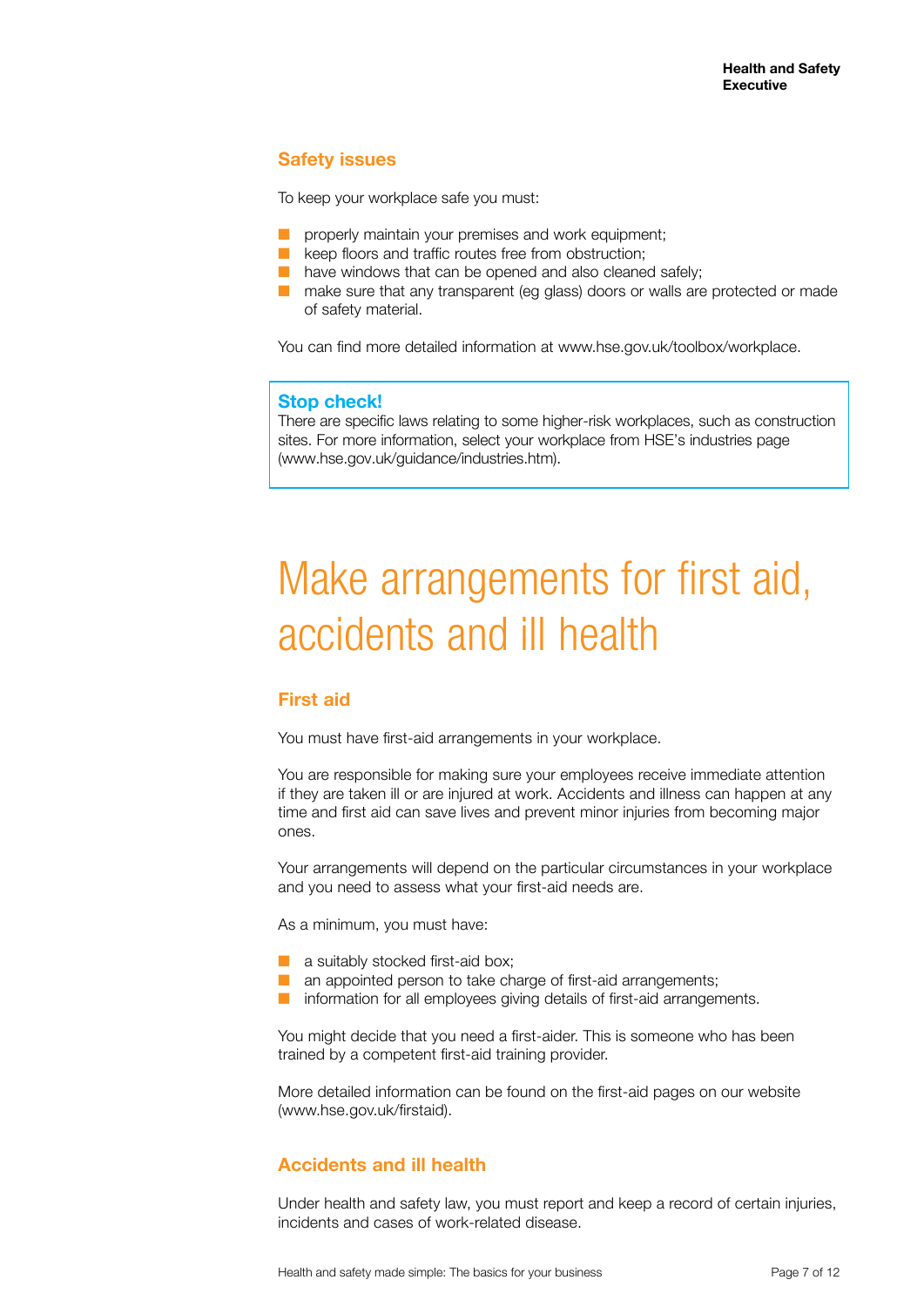### Safety issues

To keep your workplace safe you must:

- properly maintain your premises and work equipment;
- keep floors and traffic routes free from obstruction;
- have windows that can be opened and also cleaned safely;
- make sure that any transparent (eg glass) doors or walls are protected or made of safety material.

You can find more detailed information at www.hse.gov.uk/toolbox/workplace.

> **Stop check!**
> There are specific laws relating to some higher-risk workplaces, such as construction sites. For more information, select your workplace from HSE's industries page (www.hse.gov.uk/guidance/industries.htm).

## Make arrangements for first aid, accidents and ill health

### First aid

You must have first-aid arrangements in your workplace.

You are responsible for making sure your employees receive immediate attention if they are taken ill or are injured at work. Accidents and illness can happen at any time and first aid can save lives and prevent minor injuries from becoming major ones.

Your arrangements will depend on the particular circumstances in your workplace and you need to assess what your first-aid needs are.

As a minimum, you must have:

- a suitably stocked first-aid box;
- an appointed person to take charge of first-aid arrangements;
- information for all employees giving details of first-aid arrangements.

You might decide that you need a first-aider. This is someone who has been trained by a competent first-aid training provider.

More detailed information can be found on the first-aid pages on our website (www.hse.gov.uk/firstaid).

### Accidents and ill health

Under health and safety law, you must report and keep a record of certain injuries, incidents and cases of work-related disease.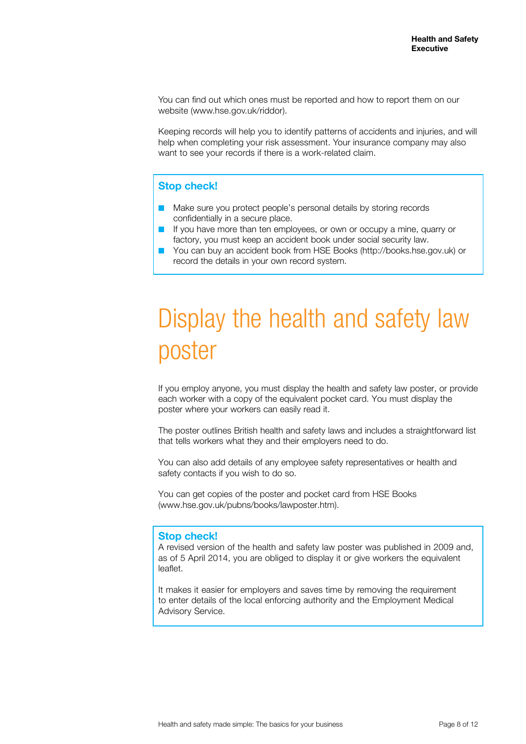You can find out which ones must be reported and how to report them on our website (www.hse.gov.uk/riddor).

Keeping records will help you to identify patterns of accidents and injuries, and will help when completing your risk assessment. Your insurance company may also want to see your records if there is a work-related claim.

### Stop check!

- Make sure you protect people's personal details by storing records confidentially in a secure place.
- If you have more than ten employees, or own or occupy a mine, quarry or factory, you must keep an accident book under social security law.
- You can buy an accident book from HSE Books (http://books.hse.gov.uk) or record the details in your own record system.

# Display the health and safety law poster

If you employ anyone, you must display the health and safety law poster, or provide each worker with a copy of the equivalent pocket card. You must display the poster where your workers can easily read it.

The poster outlines British health and safety laws and includes a straightforward list that tells workers what they and their employers need to do.

You can also add details of any employee safety representatives or health and safety contacts if you wish to do so.

You can get copies of the poster and pocket card from HSE Books (www.hse.gov.uk/pubns/books/lawposter.htm).

### Stop check!

A revised version of the health and safety law poster was published in 2009 and, as of 5 April 2014, you are obliged to display it or give workers the equivalent leaflet.

It makes it easier for employers and saves time by removing the requirement to enter details of the local enforcing authority and the Employment Medical Advisory Service.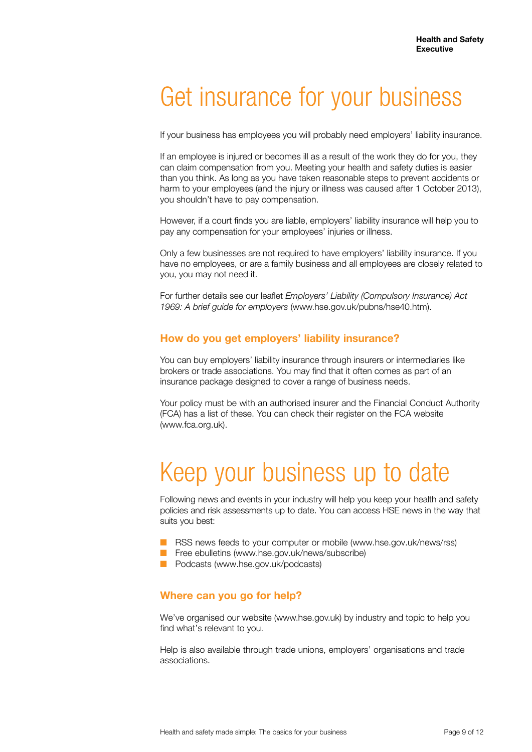# Get insurance for your business

If your business has employees you will probably need employers' liability insurance.

If an employee is injured or becomes ill as a result of the work they do for you, they can claim compensation from you. Meeting your health and safety duties is easier than you think. As long as you have taken reasonable steps to prevent accidents or harm to your employees (and the injury or illness was caused after 1 October 2013), you shouldn't have to pay compensation.

However, if a court finds you are liable, employers' liability insurance will help you to pay any compensation for your employees' injuries or illness.

Only a few businesses are not required to have employers' liability insurance. If you have no employees, or are a family business and all employees are closely related to you, you may not need it.

For further details see our leaflet *Employers' Liability (Compulsory Insurance) Act 1969: A brief guide for employers* (www.hse.gov.uk/pubns/hse40.htm).

## How do you get employers' liability insurance?

You can buy employers' liability insurance through insurers or intermediaries like brokers or trade associations. You may find that it often comes as part of an insurance package designed to cover a range of business needs.

Your policy must be with an authorised insurer and the Financial Conduct Authority (FCA) has a list of these. You can check their register on the FCA website (www.fca.org.uk).

# Keep your business up to date

Following news and events in your industry will help you keep your health and safety policies and risk assessments up to date. You can access HSE news in the way that suits you best:

- RSS news feeds to your computer or mobile (www.hse.gov.uk/news/rss)
- Free ebulletins (www.hse.gov.uk/news/subscribe)
- Podcasts (www.hse.gov.uk/podcasts)

## Where can you go for help?

We've organised our website (www.hse.gov.uk) by industry and topic to help you find what's relevant to you.

Help is also available through trade unions, employers' organisations and trade associations.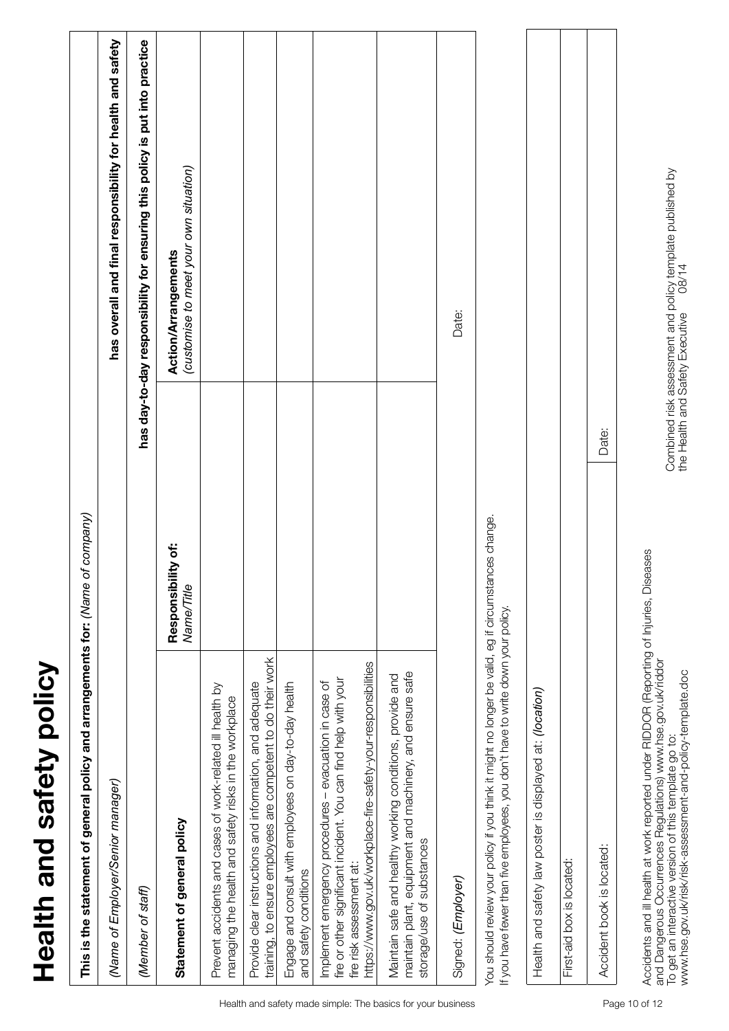# Health and safety policy

| This is the statement of general policy and arrangements for: *(Name of company)* | | |
|---|---|---|
| *(Name of Employer/Senior manager)* | | **has overall and final responsibility for health and safety** |
| *(Member of staff)* | | **has day-to-day responsibility for ensuring this policy is put into practice** |
| **Statement of general policy** | **Responsibility of:** *Name/Title* | **Action/Arrangements** *(customise to meet your own situation)* |
| Prevent accidents and cases of work-related ill health by managing the health and safety risks in the workplace | | |
| Provide clear instructions and information, and adequate training, to ensure employees are competent to do their work | | |
| Engage and consult with employees on day-to-day health and safety conditions | | |
| Implement emergency procedures – evacuation in case of fire or other significant incident. You can find help with your fire risk assessment at: https://www.gov.uk/workplace-fire-safety-your-responsibilities | | |
| Maintain safe and healthy working conditions, provide and maintain plant, equipment and machinery, and ensure safe storage/use of substances | | |
| Signed: *(Employer)* | | Date: |

You should review your policy if you think it might no longer be valid, eg if circumstances change.
If you have fewer than five employees, you don't have to write down your policy.

| Health and safety law poster is displayed at: *(location)* | |
|---|---|
| First-aid box is located: | |
| Accident book is located: | Date: |

Accidents and ill health at work reported under RIDDOR (Reporting of Injuries, Diseases and Dangerous Occurrences Regulations) www.hse.gov.uk/riddor
To get an interactive version of this template go to:
www.hse.gov.uk/risk/risk-assessment-and-policy-template.doc

Combined risk assessment and policy template published by the Health and Safety Executive 08/14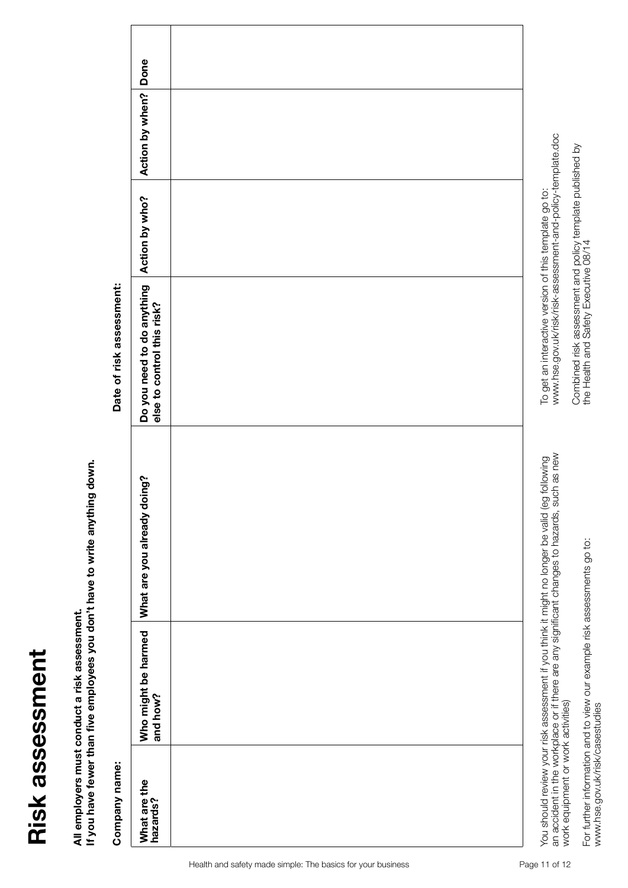# Risk assessment

**All employers must conduct a risk assessment.**
**If you have fewer than five employees you don't have to write anything down.**

**Company name:** 

**Date of risk assessment:** 

| What are the hazards? | Who might be harmed and how? | What are you already doing? | Do you need to do anything else to control this risk? | Action by who? | Action by when? | Done |
|---|---|---|---|---|---|---|
| | | | | | | |

You should review your risk assessment if you think it might no longer be valid (eg following an accident in the workplace or if there are any significant changes to hazards, such as new work equipment or work activities)

For further information and to view our example risk assessments go to: www.hse.gov.uk/risk/casestudies

To get an interactive version of this template go to: www.hse.gov.uk/risk/risk-assessment-and-policy-template.doc

Combined risk assessment and policy template published by the Health and Safety Executive 08/14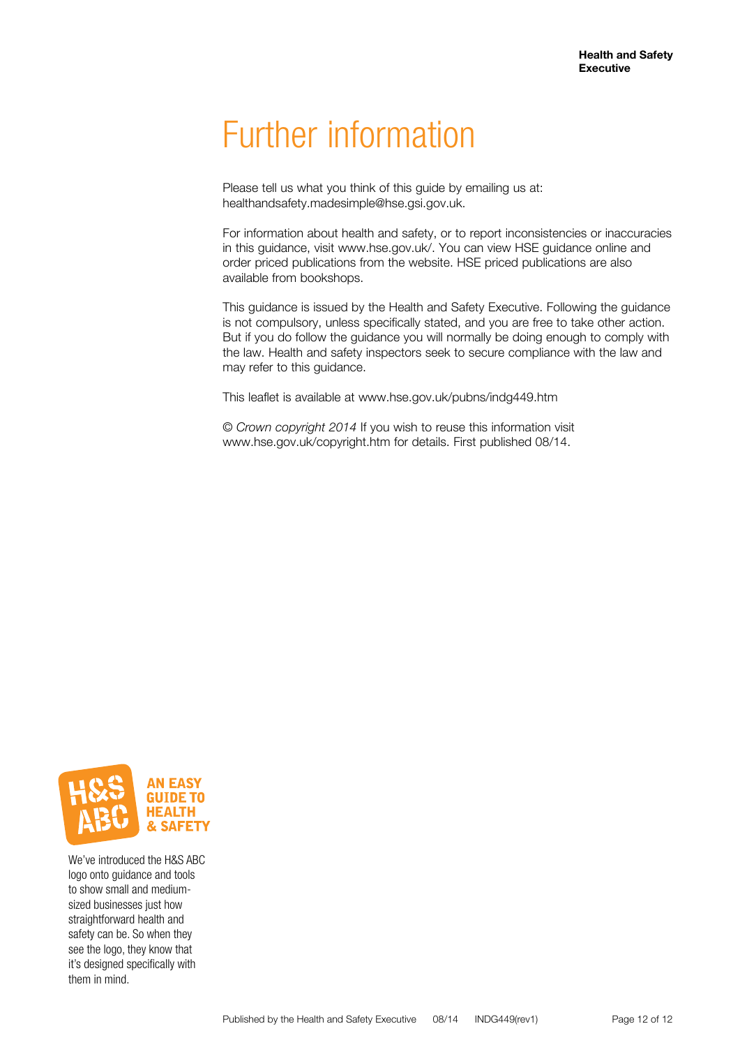# Further information

Please tell us what you think of this guide by emailing us at: healthandsafety.madesimple@hse.gsi.gov.uk.

For information about health and safety, or to report inconsistencies or inaccuracies in this guidance, visit www.hse.gov.uk/. You can view HSE guidance online and order priced publications from the website. HSE priced publications are also available from bookshops.

This guidance is issued by the Health and Safety Executive. Following the guidance is not compulsory, unless specifically stated, and you are free to take other action. But if you do follow the guidance you will normally be doing enough to comply with the law. Health and safety inspectors seek to secure compliance with the law and may refer to this guidance.

This leaflet is available at www.hse.gov.uk/pubns/indg449.htm

© *Crown copyright 2014* If you wish to reuse this information visit www.hse.gov.uk/copyright.htm for details. First published 08/14.

H&S ABC AN EASY GUIDE TO HEALTH & SAFETY

We've introduced the H&S ABC logo onto guidance and tools to show small and medium-sized businesses just how straightforward health and safety can be. So when they see the logo, they know that it's designed specifically with them in mind.

Published by the Health and Safety Executive 08/14 INDG449(rev1)